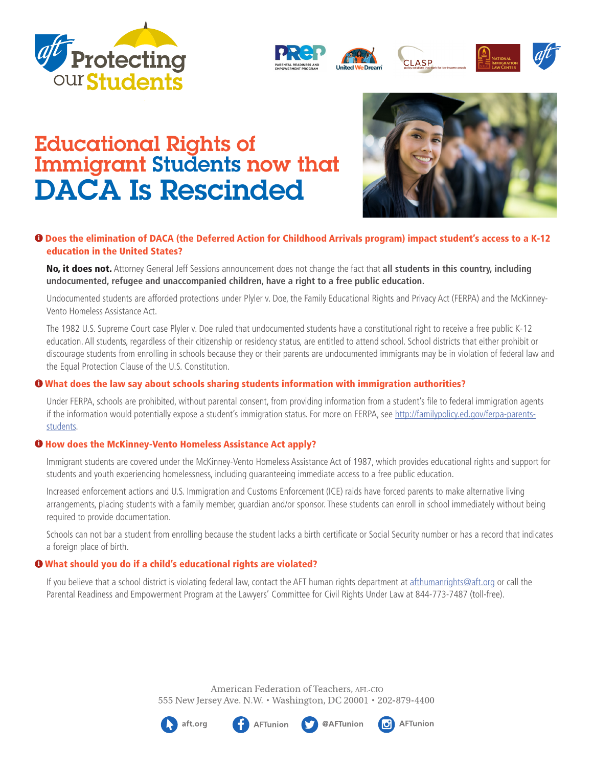# Educational Rights of Immigrant Students now that DACA Is Rescinded

### Does the elimination of DACA (the Deferred Action for Childhood Arrivals program) impact student's access to a K-12 education in the United States?

**No, it does not.** Attorney General Jeff Sessions announcement does not change the fact that **all students in this country, including undocumented, refugee and unaccompanied children, have a right to a free public education.**

Undocumented students are afforded protections under Plyler v. Doe, the Family Educational Rights and Privacy Act (FERPA) and the McKinney-Vento Homeless Assistance Act.

The 1982 U.S. Supreme Court case Plyler v. Doe ruled that undocumented students have a constitutional right to receive a free public K-12 education. All students, regardless of their citizenship or residency status, are entitled to attend school. School districts that either prohibit or discourage students from enrolling in schools because they or their parents are undocumented immigrants may be in violation of federal law and the Equal Protection Clause of the U.S. Constitution.

### What does the law say about schools sharing students information with immigration authorities?

Under FERPA, schools are prohibited, without parental consent, from providing information from a student's file to federal immigration agents if the information would potentially expose a student's immigration status. For more on FERPA, see http://familypolicy.ed.gov/ferpa-parents-students.

### How does the McKinney-Vento Homeless Assistance Act apply?

Immigrant students are covered under the McKinney-Vento Homeless Assistance Act of 1987, which provides educational rights and support for students and youth experiencing homelessness, including guaranteeing immediate access to a free public education.

Increased enforcement actions and U.S. Immigration and Customs Enforcement (ICE) raids have forced parents to make alternative living arrangements, placing students with a family member, guardian and/or sponsor. These students can enroll in school immediately without being required to provide documentation.

Schools can not bar a student from enrolling because the student lacks a birth certificate or Social Security number or has a record that indicates a foreign place of birth.

### What should you do if a child's educational rights are violated?

If you believe that a school district is violating federal law, contact the AFT human rights department at afthumanrights@aft.org or call the Parental Readiness and Empowerment Program at the Lawyers' Committee for Civil Rights Under Law at 844-773-7487 (toll-free).

American Federation of Teachers, AFL-CIO
555 New Jersey Ave. N.W. • Washington, DC 20001 • 202-879-4400

aft.org | AFTunion | @AFTunion | AFTunion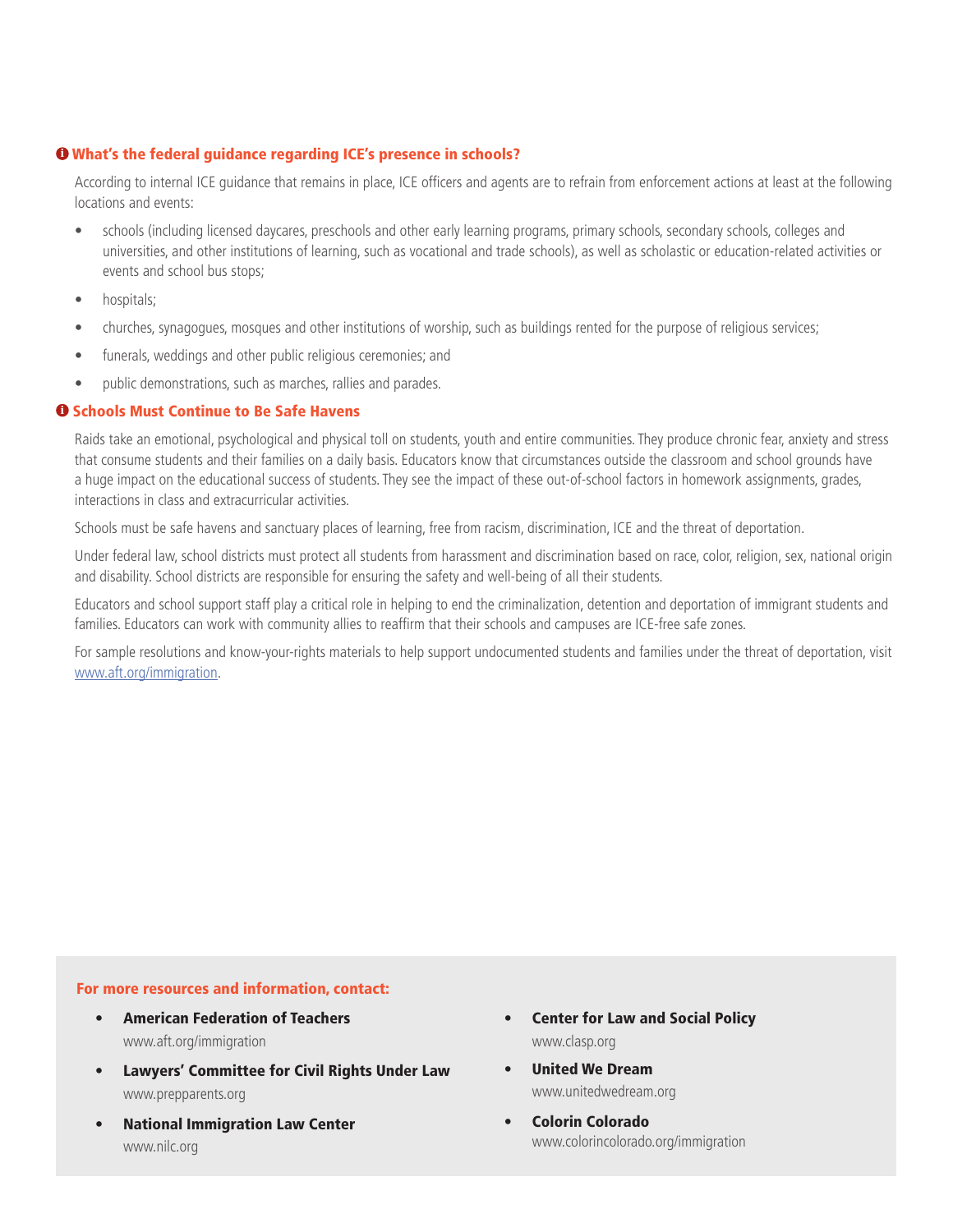### What's the federal guidance regarding ICE's presence in schools?

According to internal ICE guidance that remains in place, ICE officers and agents are to refrain from enforcement actions at least at the following locations and events:

- schools (including licensed daycares, preschools and other early learning programs, primary schools, secondary schools, colleges and universities, and other institutions of learning, such as vocational and trade schools), as well as scholastic or education-related activities or events and school bus stops;
- hospitals;
- churches, synagogues, mosques and other institutions of worship, such as buildings rented for the purpose of religious services;
- funerals, weddings and other public religious ceremonies; and
- public demonstrations, such as marches, rallies and parades.

### Schools Must Continue to Be Safe Havens

Raids take an emotional, psychological and physical toll on students, youth and entire communities. They produce chronic fear, anxiety and stress that consume students and their families on a daily basis. Educators know that circumstances outside the classroom and school grounds have a huge impact on the educational success of students. They see the impact of these out-of-school factors in homework assignments, grades, interactions in class and extracurricular activities.

Schools must be safe havens and sanctuary places of learning, free from racism, discrimination, ICE and the threat of deportation.

Under federal law, school districts must protect all students from harassment and discrimination based on race, color, religion, sex, national origin and disability. School districts are responsible for ensuring the safety and well-being of all their students.

Educators and school support staff play a critical role in helping to end the criminalization, detention and deportation of immigrant students and families. Educators can work with community allies to reaffirm that their schools and campuses are ICE-free safe zones.

For sample resolutions and know-your-rights materials to help support undocumented students and families under the threat of deportation, visit www.aft.org/immigration.

**For more resources and information, contact:**

- **American Federation of Teachers**
  www.aft.org/immigration
- **Lawyers' Committee for Civil Rights Under Law**
  www.prepparents.org
- **National Immigration Law Center**
  www.nilc.org
- **Center for Law and Social Policy**
  www.clasp.org
- **United We Dream**
  www.unitedwedream.org
- **Colorin Colorado**
  www.colorincolorado.org/immigration